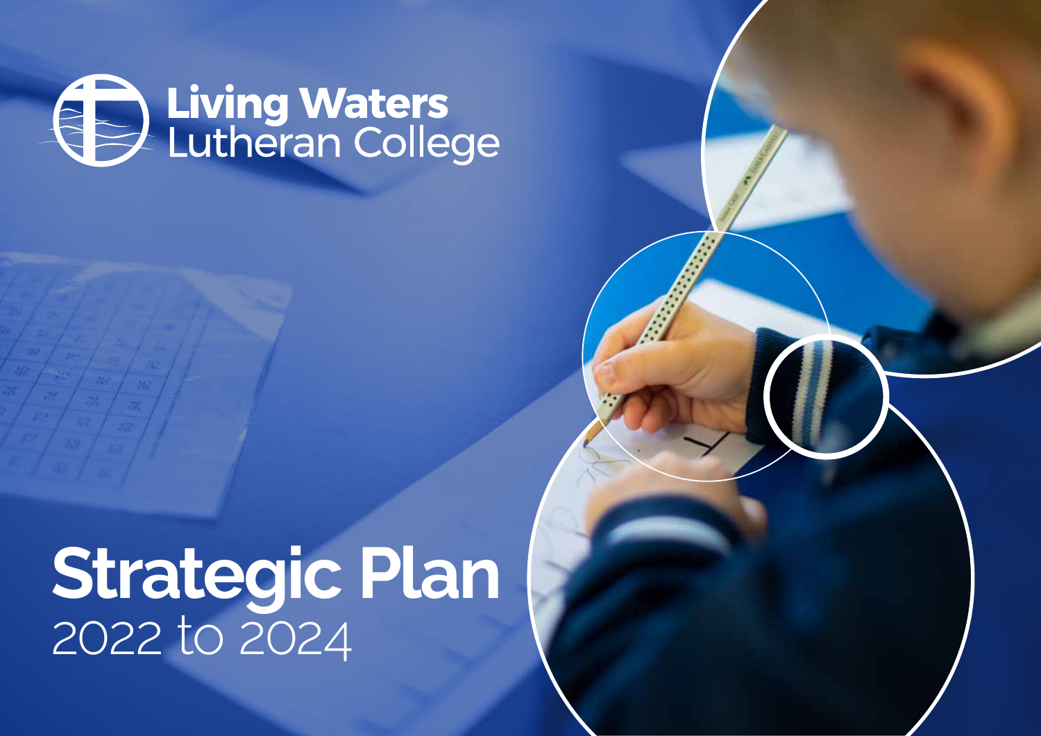Living Waters Lutheran College

# Strategic Plan

2022 to 2024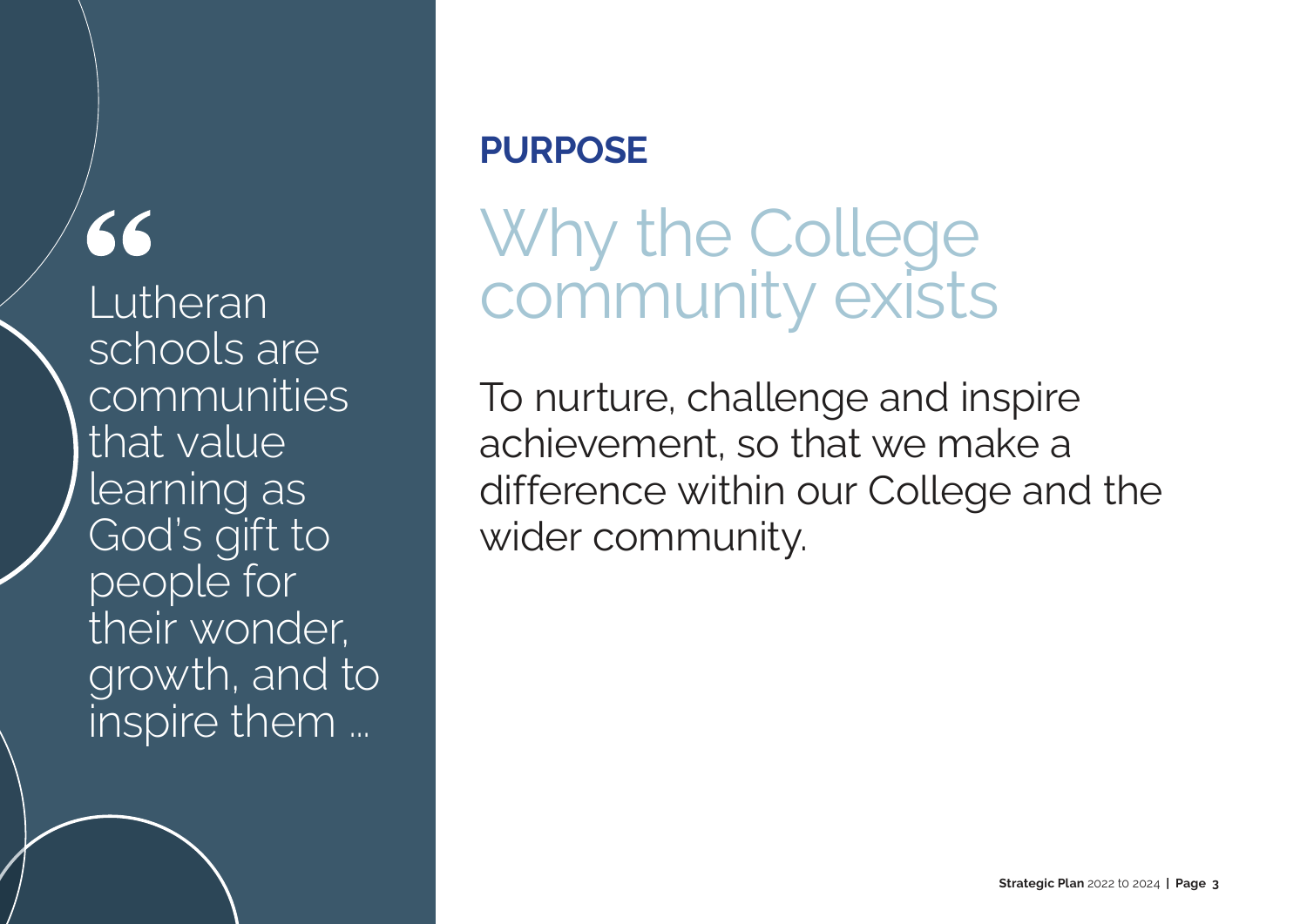> “Lutheran schools are communities that value learning as God’s gift to people for their wonder, growth, and to inspire them …

## PURPOSE

# Why the College community exists

To nurture, challenge and inspire achievement, so that we make a difference within our College and the wider community.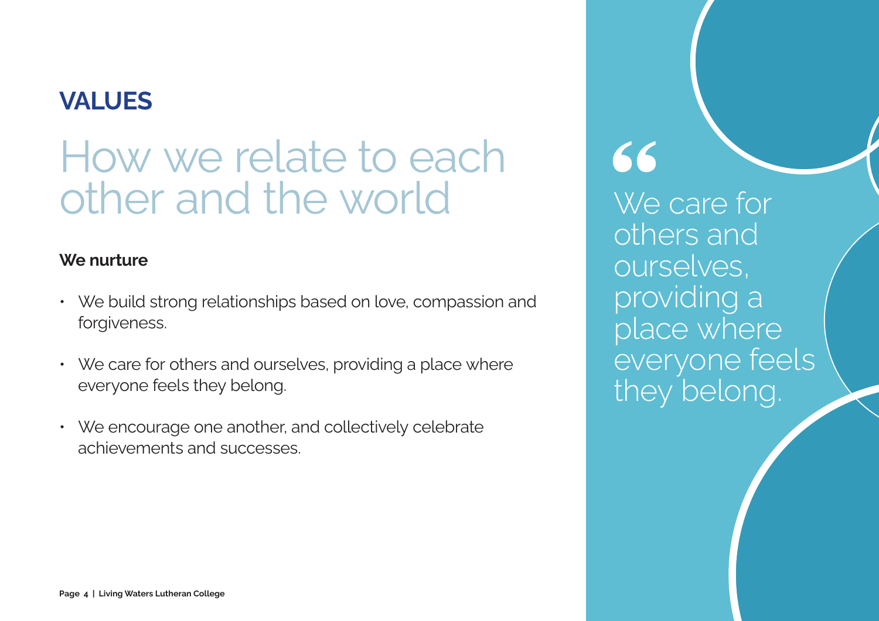## VALUES

# How we relate to each other and the world

**We nurture**

- We build strong relationships based on love, compassion and forgiveness.
- We care for others and ourselves, providing a place where everyone feels they belong.
- We encourage one another, and collectively celebrate achievements and successes.

> "We care for others and ourselves, providing a place where everyone feels they belong.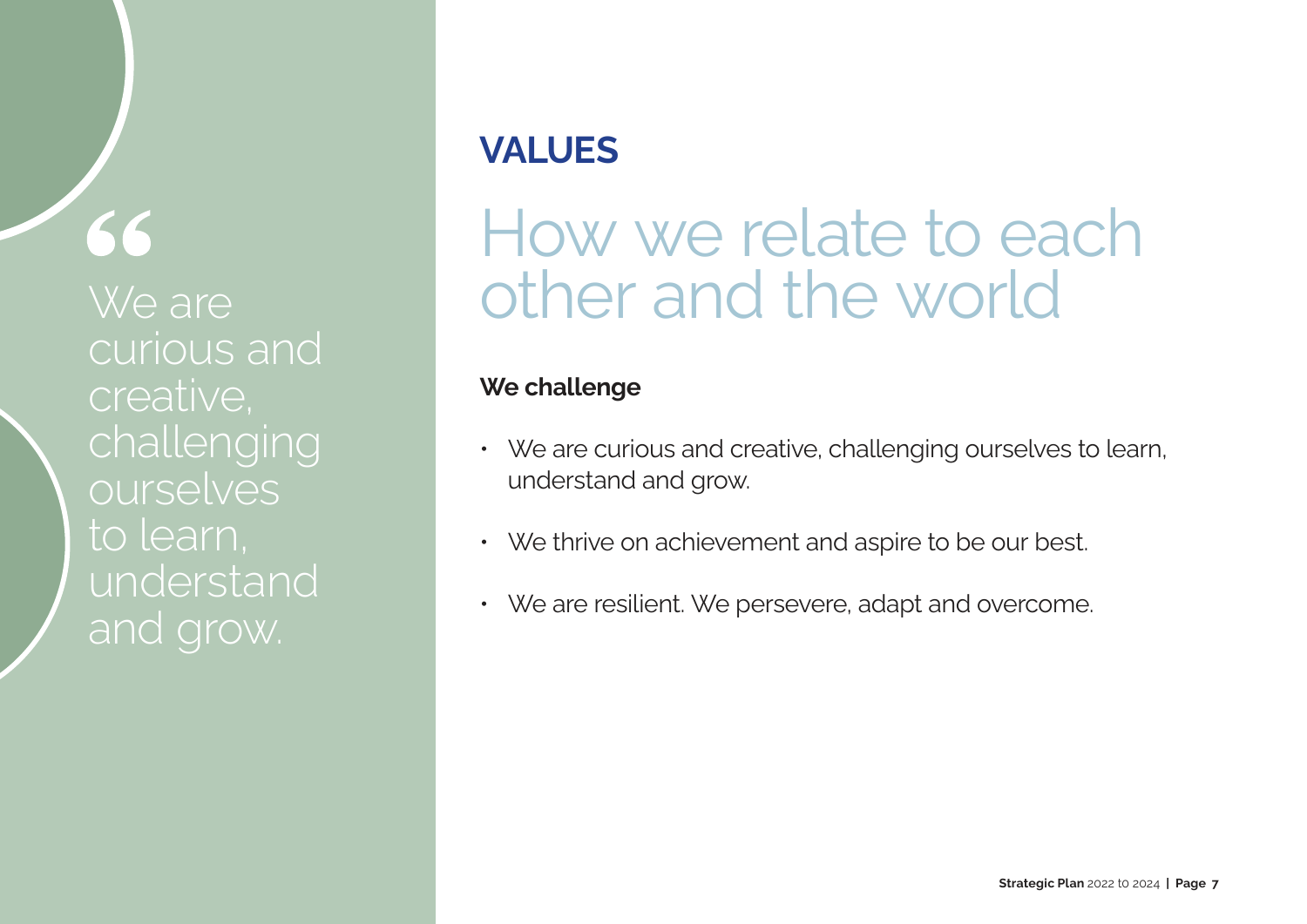> “We are curious and creative, challenging ourselves to learn, understand and grow.

## VALUES

# How we relate to each other and the world

**We challenge**

- We are curious and creative, challenging ourselves to learn, understand and grow.
- We thrive on achievement and aspire to be our best.
- We are resilient. We persevere, adapt and overcome.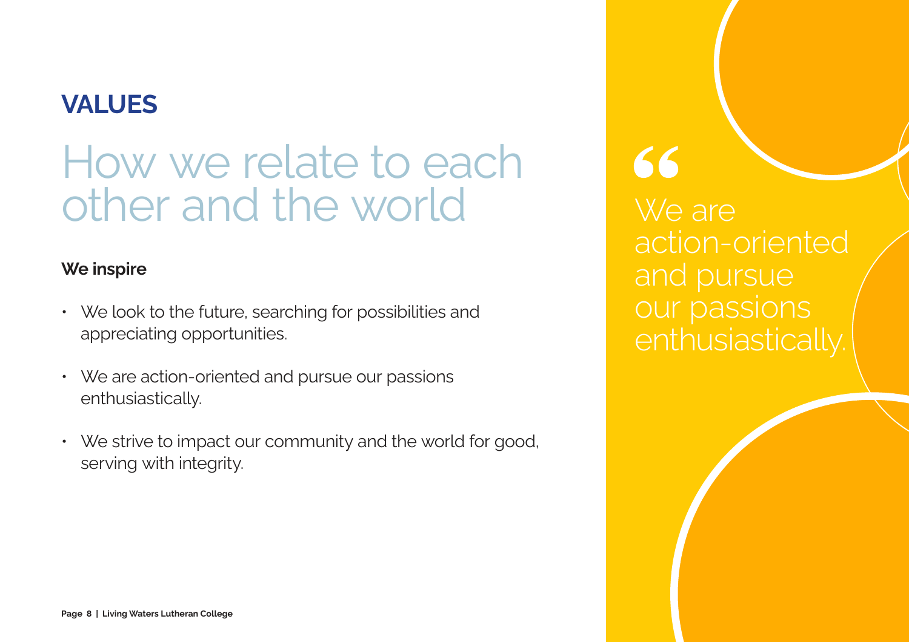## VALUES

# How we relate to each other and the world

**We inspire**

- We look to the future, searching for possibilities and appreciating opportunities.
- We are action-oriented and pursue our passions enthusiastically.
- We strive to impact our community and the world for good, serving with integrity.

> “We are action-oriented and pursue our passions enthusiastically.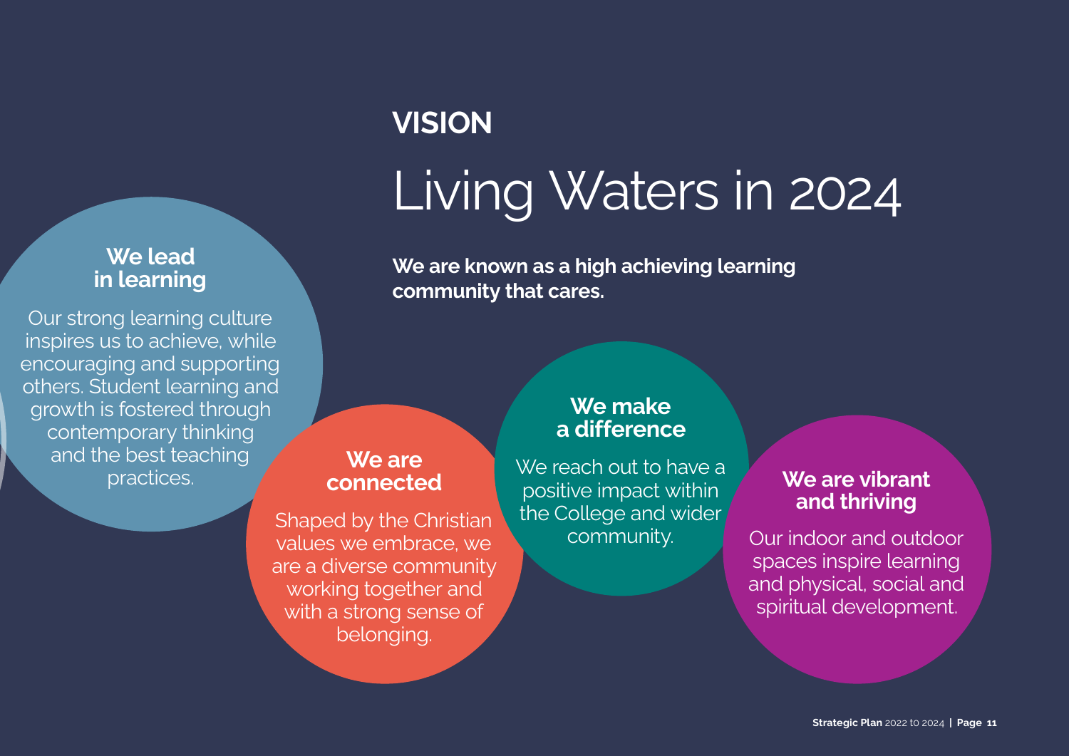## VISION

# Living Waters in 2024

**We are known as a high achieving learning community that cares.**

### We lead in learning

Our strong learning culture inspires us to achieve, while encouraging and supporting others. Student learning and growth is fostered through contemporary thinking and the best teaching practices.

### We are connected

Shaped by the Christian values we embrace, we are a diverse community working together and with a strong sense of belonging.

### We make a difference

We reach out to have a positive impact within the College and wider community.

### We are vibrant and thriving

Our indoor and outdoor spaces inspire learning and physical, social and spiritual development.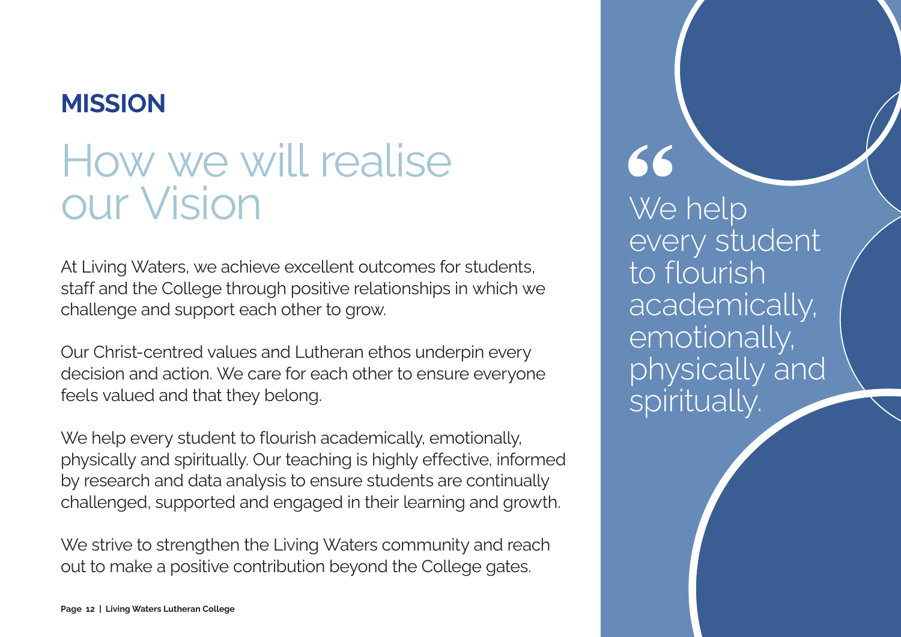## MISSION

# How we will realise our Vision

At Living Waters, we achieve excellent outcomes for students, staff and the College through positive relationships in which we challenge and support each other to grow.

Our Christ-centred values and Lutheran ethos underpin every decision and action. We care for each other to ensure everyone feels valued and that they belong.

We help every student to flourish academically, emotionally, physically and spiritually. Our teaching is highly effective, informed by research and data analysis to ensure students are continually challenged, supported and engaged in their learning and growth.

We strive to strengthen the Living Waters community and reach out to make a positive contribution beyond the College gates.

> “We help every student to flourish academically, emotionally, physically and spiritually.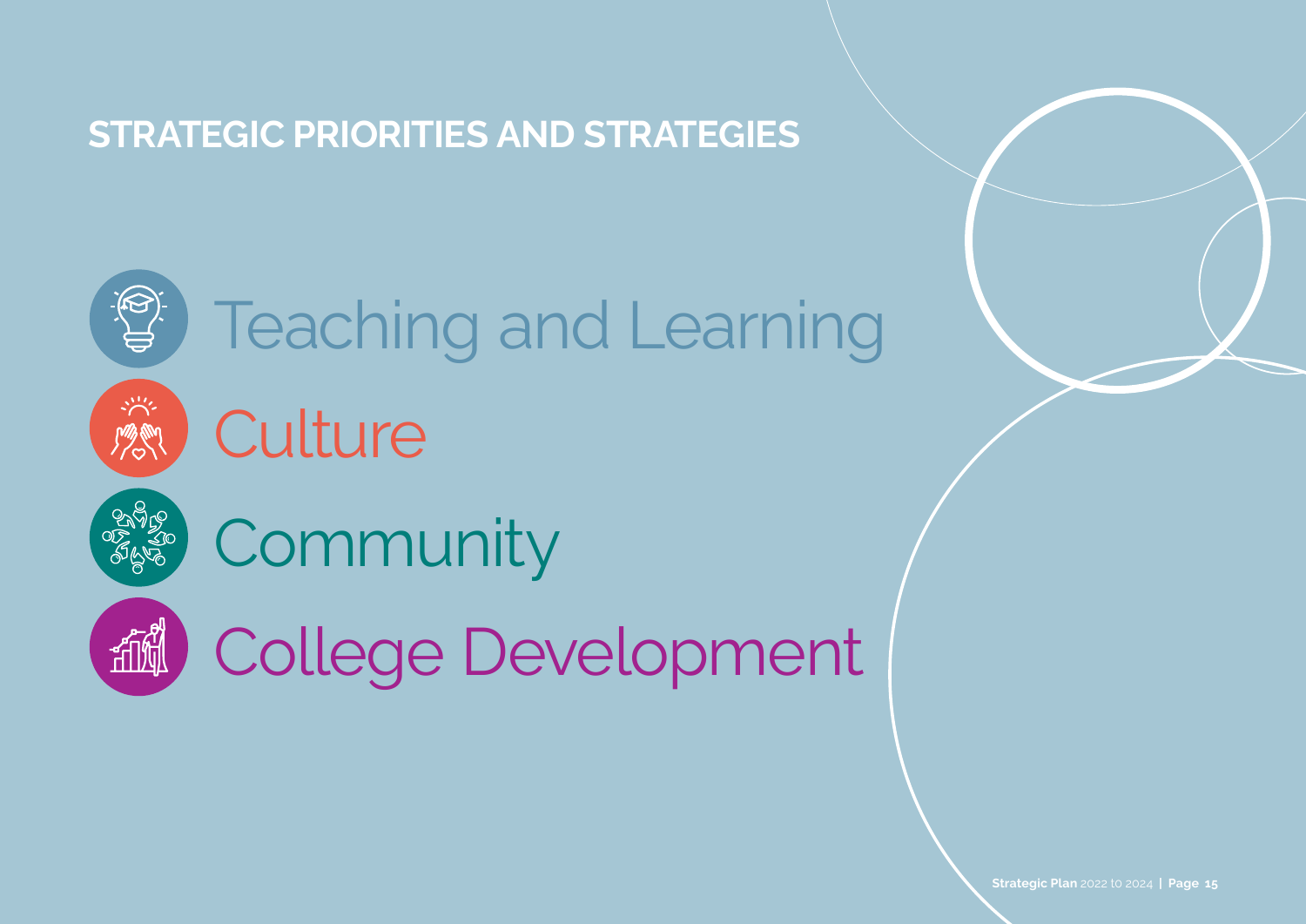## STRATEGIC PRIORITIES AND STRATEGIES

Teaching and Learning

Culture

Community

College Development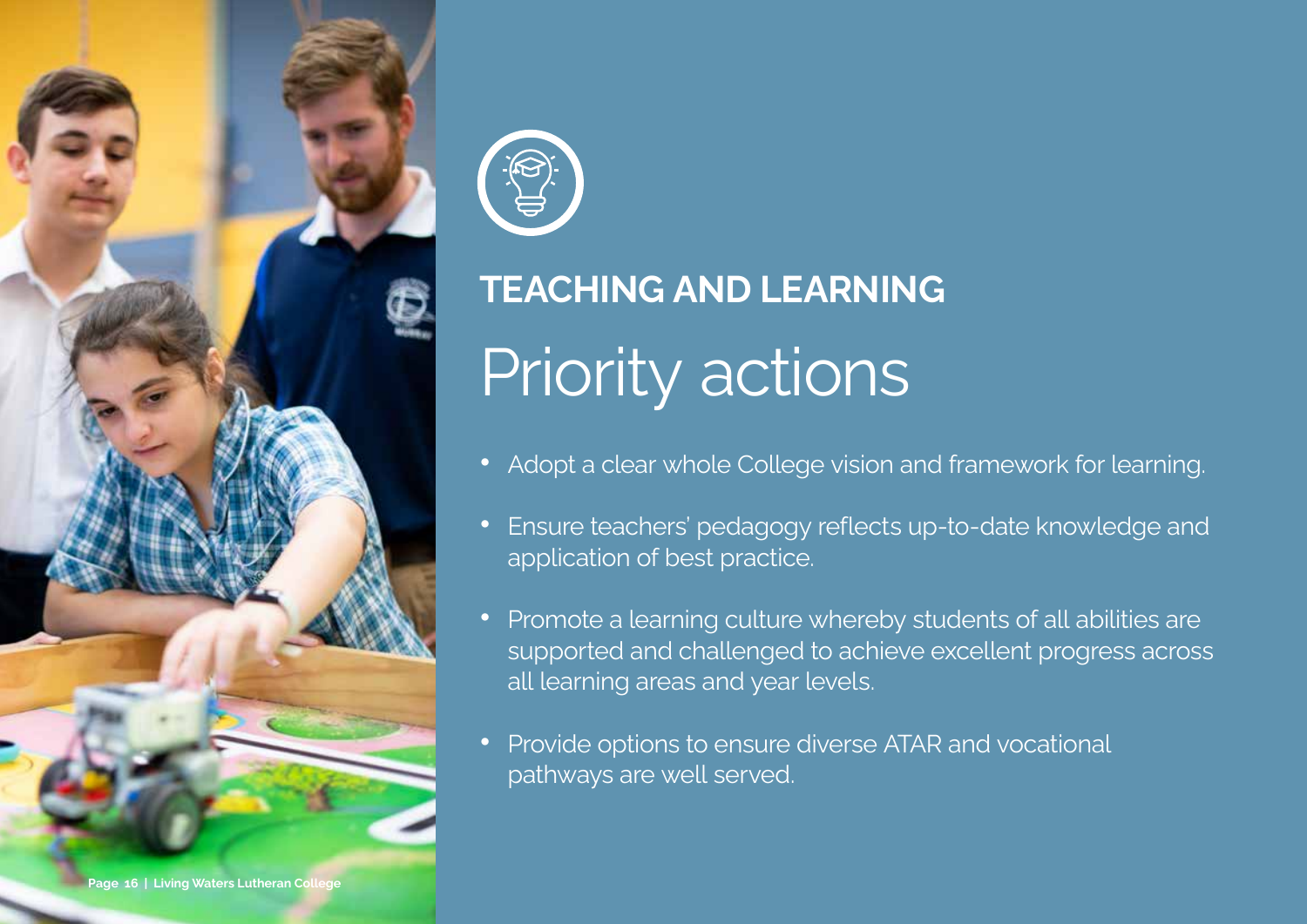## TEACHING AND LEARNING

# Priority actions

- Adopt a clear whole College vision and framework for learning.
- Ensure teachers' pedagogy reflects up-to-date knowledge and application of best practice.
- Promote a learning culture whereby students of all abilities are supported and challenged to achieve excellent progress across all learning areas and year levels.
- Provide options to ensure diverse ATAR and vocational pathways are well served.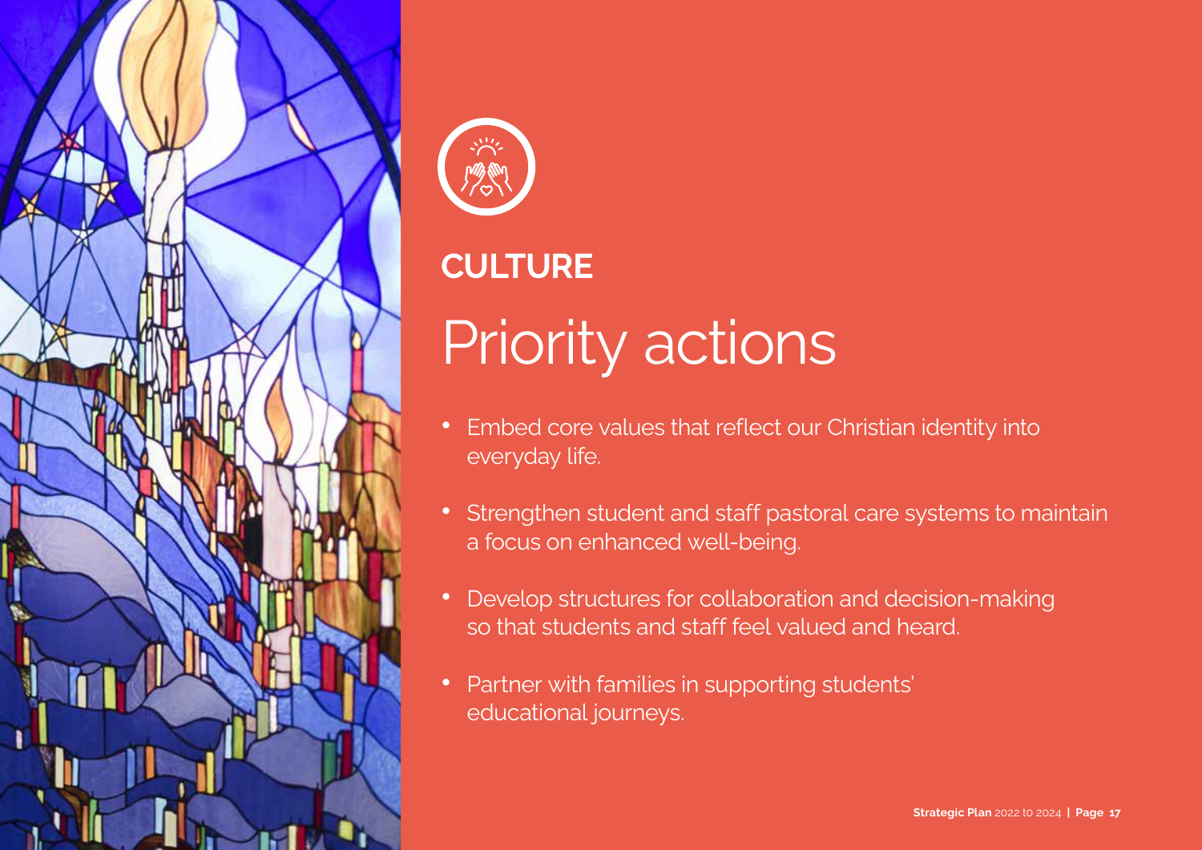## CULTURE

# Priority actions

- Embed core values that reflect our Christian identity into everyday life.
- Strengthen student and staff pastoral care systems to maintain a focus on enhanced well-being.
- Develop structures for collaboration and decision-making so that students and staff feel valued and heard.
- Partner with families in supporting students' educational journeys.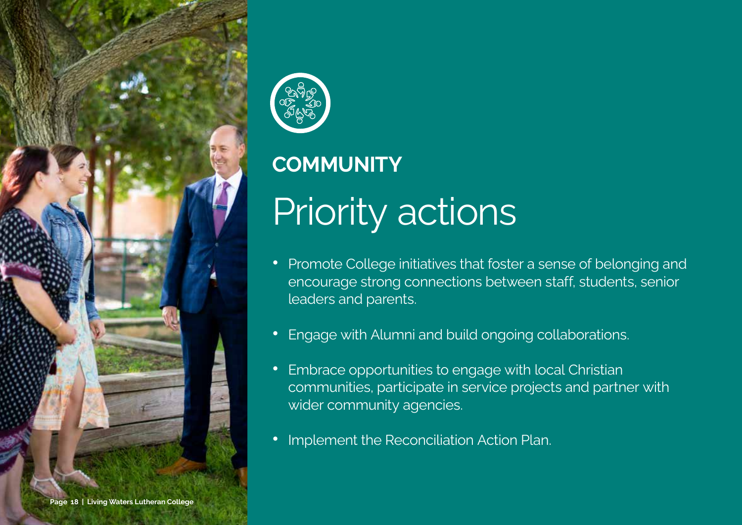## COMMUNITY

# Priority actions

- Promote College initiatives that foster a sense of belonging and encourage strong connections between staff, students, senior leaders and parents.
- Engage with Alumni and build ongoing collaborations.
- Embrace opportunities to engage with local Christian communities, participate in service projects and partner with wider community agencies.
- Implement the Reconciliation Action Plan.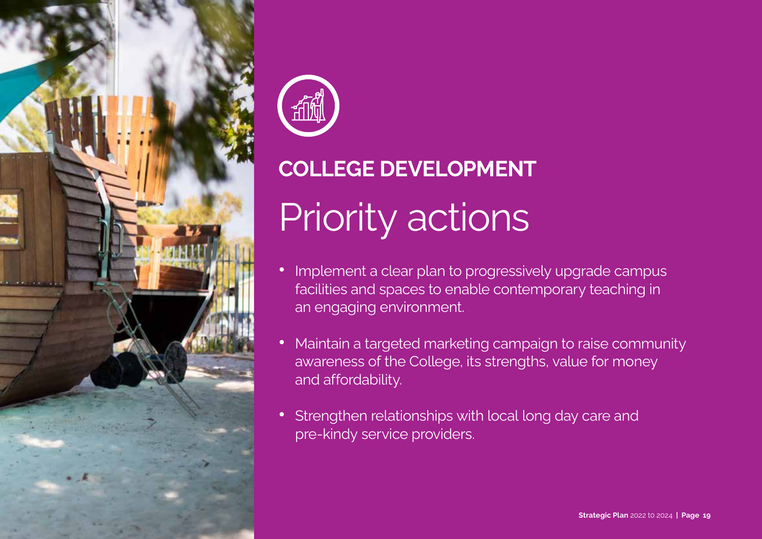## COLLEGE DEVELOPMENT

# Priority actions

- Implement a clear plan to progressively upgrade campus facilities and spaces to enable contemporary teaching in an engaging environment.
- Maintain a targeted marketing campaign to raise community awareness of the College, its strengths, value for money and affordability.
- Strengthen relationships with local long day care and pre-kindy service providers.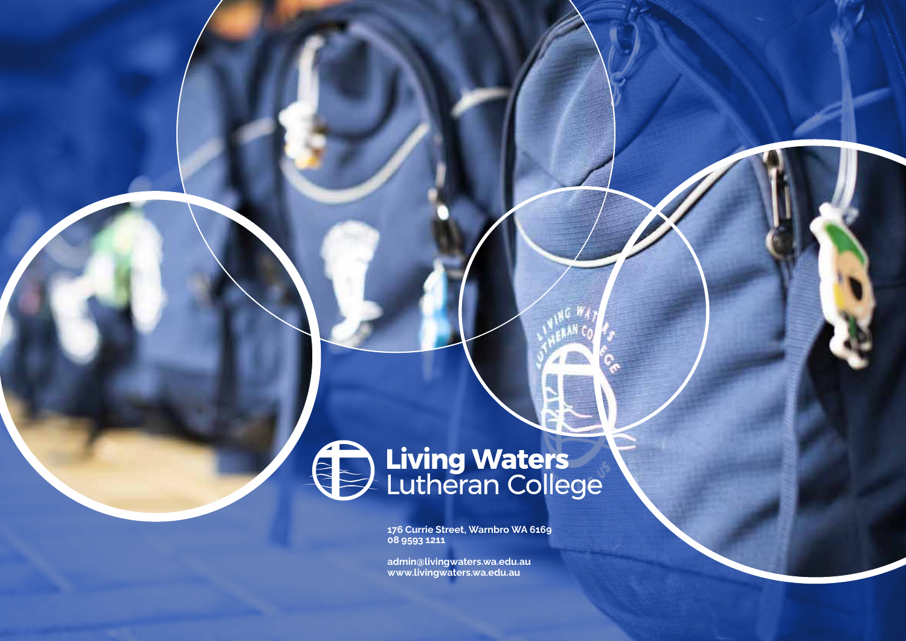**Living Waters**
Lutheran College

176 Currie Street, Warnbro WA 6169
08 9593 1211

admin@livingwaters.wa.edu.au
www.livingwaters.wa.edu.au